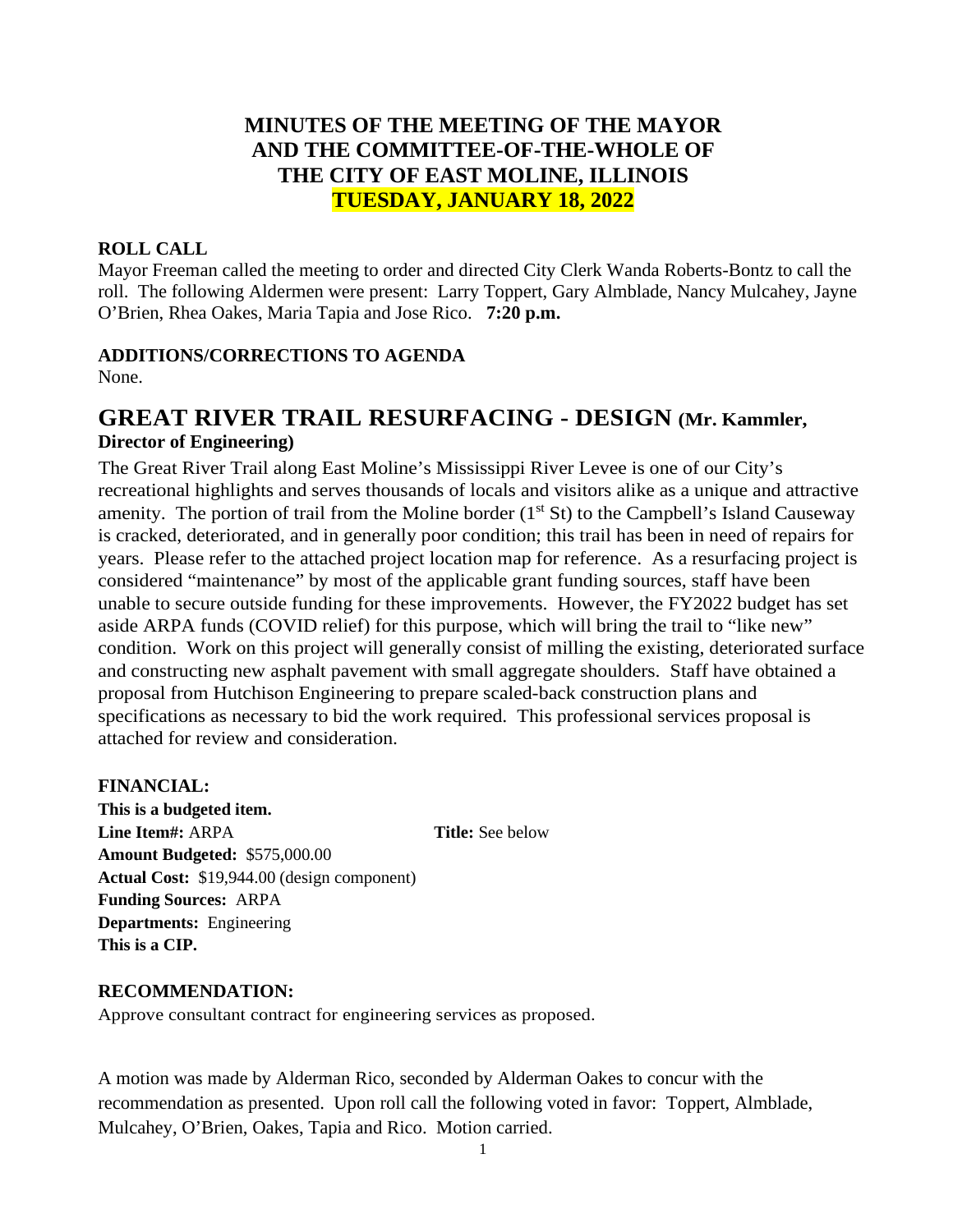# MINUTES OF THE MEETING OF THE MAYOR AND THE COMMITTEE-OF-THE-WHOLE OF THE CITY OF EAST MOLINE, ILLINOIS

**TUESDAY, JANUARY 18, 2022**

## ROLL CALL

Mayor Freeman called the meeting to order and directed City Clerk Wanda Roberts-Bontz to call the roll. The following Aldermen were present: Larry Toppert, Gary Almblade, Nancy Mulcahey, Jayne O'Brien, Rhea Oakes, Maria Tapia and Jose Rico. **7:20 p.m.**

## ADDITIONS/CORRECTIONS TO AGENDA

None.

## GREAT RIVER TRAIL RESURFACING - DESIGN (Mr. Kammler, Director of Engineering)

The Great River Trail along East Moline's Mississippi River Levee is one of our City's recreational highlights and serves thousands of locals and visitors alike as a unique and attractive amenity. The portion of trail from the Moline border (1st St) to the Campbell's Island Causeway is cracked, deteriorated, and in generally poor condition; this trail has been in need of repairs for years. Please refer to the attached project location map for reference. As a resurfacing project is considered "maintenance" by most of the applicable grant funding sources, staff have been unable to secure outside funding for these improvements. However, the FY2022 budget has set aside ARPA funds (COVID relief) for this purpose, which will bring the trail to "like new" condition. Work on this project will generally consist of milling the existing, deteriorated surface and constructing new asphalt pavement with small aggregate shoulders. Staff have obtained a proposal from Hutchison Engineering to prepare scaled-back construction plans and specifications as necessary to bid the work required. This professional services proposal is attached for review and consideration.

**FINANCIAL:**

**This is a budgeted item.**
**Line Item#:** ARPA **Title:** See below
**Amount Budgeted:** $575,000.00
**Actual Cost:** $19,944.00 (design component)
**Funding Sources:** ARPA
**Departments:** Engineering
**This is a CIP.**

**RECOMMENDATION:**

Approve consultant contract for engineering services as proposed.

A motion was made by Alderman Rico, seconded by Alderman Oakes to concur with the recommendation as presented. Upon roll call the following voted in favor: Toppert, Almblade, Mulcahey, O'Brien, Oakes, Tapia and Rico. Motion carried.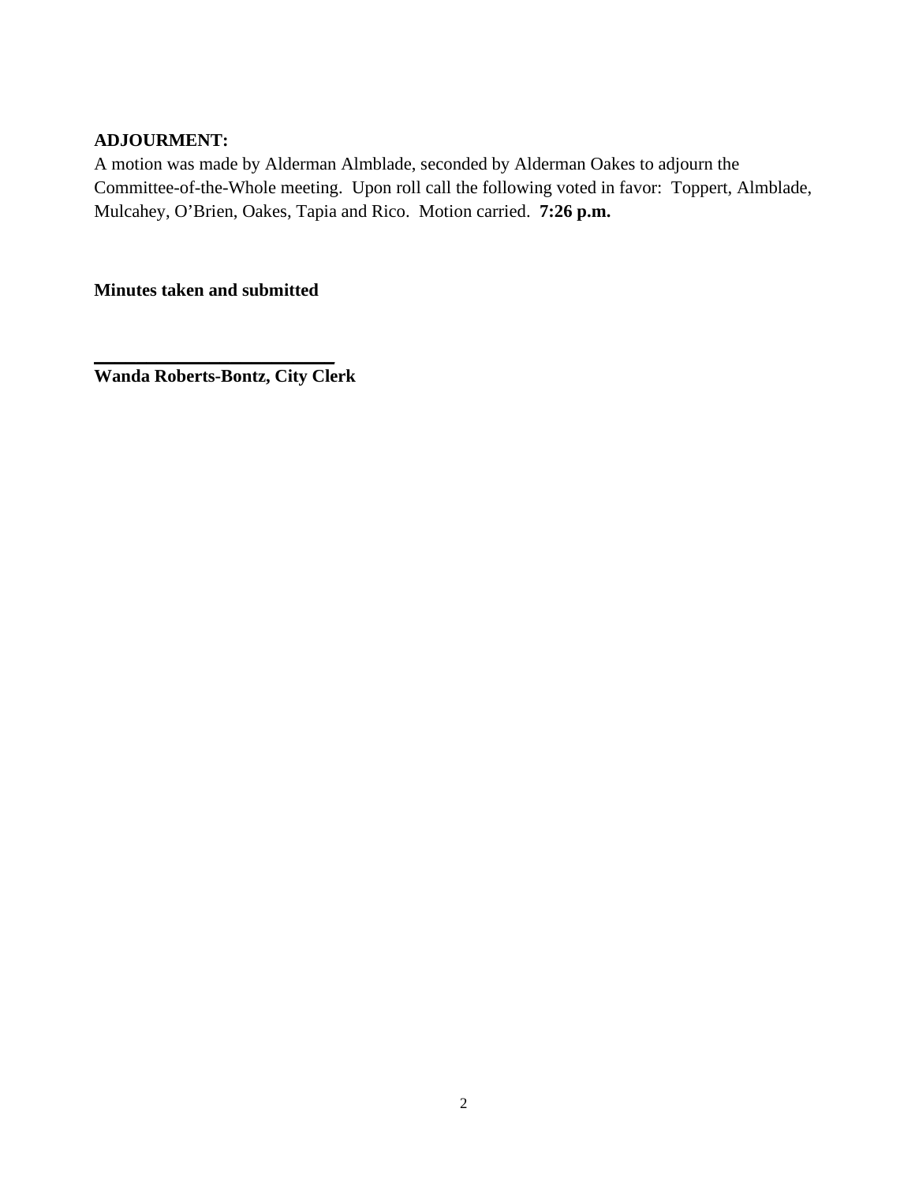**ADJOURMENT:**

A motion was made by Alderman Almblade, seconded by Alderman Oakes to adjourn the Committee-of-the-Whole meeting. Upon roll call the following voted in favor: Toppert, Almblade, Mulcahey, O'Brien, Oakes, Tapia and Rico. Motion carried. **7:26 p.m.**

**Minutes taken and submitted**

**\_\_\_\_\_\_\_\_\_\_\_\_\_\_\_\_\_\_\_\_\_\_\_\_\_\_\_\_**

**Wanda Roberts-Bontz, City Clerk**